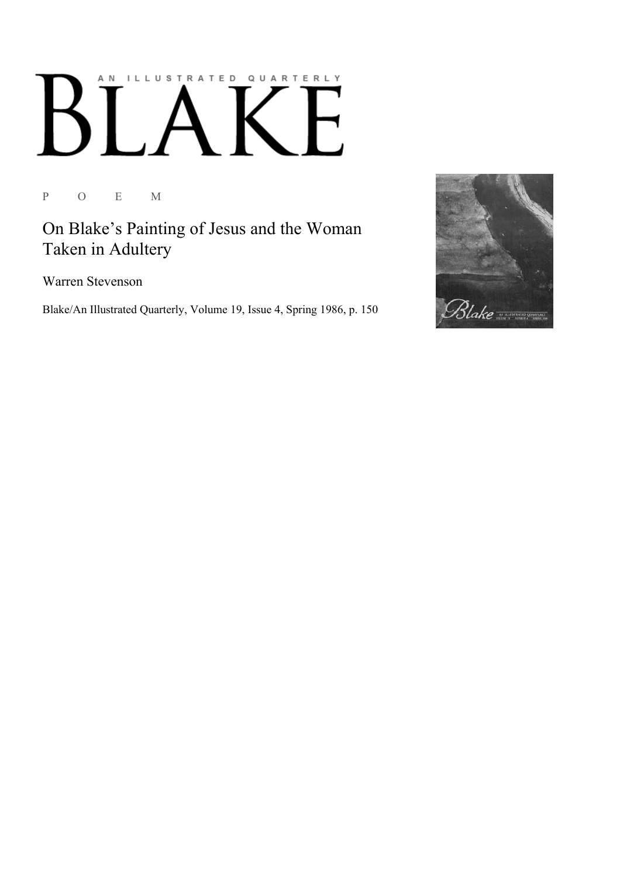AN ILLUSTRATED QUARTERLY

# BLAKE

P O E M

## On Blake's Painting of Jesus and the Woman Taken in Adultery

Warren Stevenson

Blake/An Illustrated Quarterly, Volume 19, Issue 4, Spring 1986, p. 150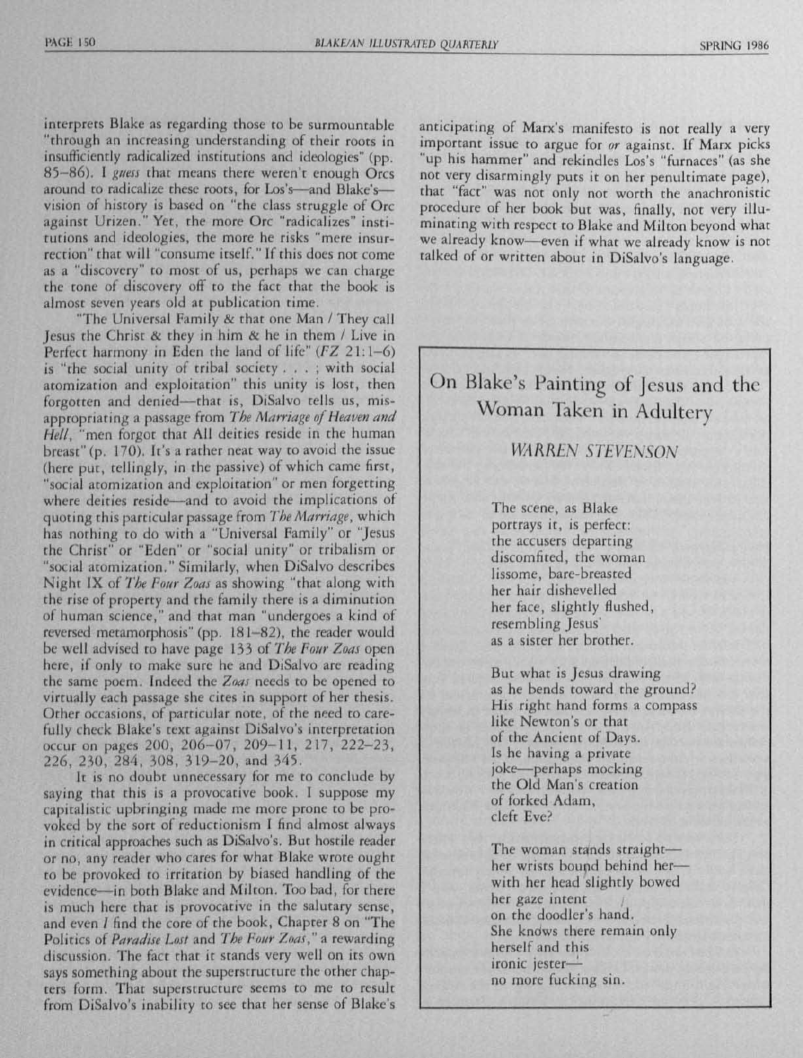interprets Blake as regarding those to be surmountable "through an increasing understanding of their roots in insufficiently radicalized institutions and ideologies" (pp. 85–86). I *guess* that means there weren't enough Orcs around to radicalize these roots, for Los's—and Blake's—vision of history is based on "the class struggle of Orc against Urizen." Yet, the more Orc "radicalizes" institutions and ideologies, the more he risks "mere insurrection" that will "consume itself." If this does not come as a "discovery" to most of us, perhaps we can charge the tone of discovery off to the fact that the book is almost seven years old at publication time.

"The Universal Family & that one Man / They call Jesus the Christ & they in him & he in them / Live in Perfect harmony in Eden the land of life" (*FZ* 21:1–6) is "the social unity of tribal society . . . ; with social atomization and exploitation" this unity is lost, then forgotten and denied—that is, DiSalvo tells us, misappropriating a passage from *The Marriage of Heaven and Hell*, "men forgot that All deities reside in the human breast" (p. 170). It's a rather neat way to avoid the issue (here put, tellingly, in the passive) of which came first, "social atomization and exploitation" or men forgetting where deities reside—and to avoid the implications of quoting this particular passage from *The Marriage*, which has nothing to do with a "Universal Family" or "Jesus the Christ" or "Eden" or "social unity" or tribalism or "social atomization." Similarly, when DiSalvo describes Night IX of *The Four Zoas* as showing "that along with the rise of property and the family there is a diminution of human science," and that man "undergoes a kind of reversed metamorphosis" (pp. 181–82), the reader would be well advised to have page 133 of *The Four Zoas* open here, if only to make sure he and DiSalvo are reading the same poem. Indeed the *Zoas* needs to be opened to virtually each passage she cites in support of her thesis. Other occasions, of particular note, of the need to carefully check Blake's text against DiSalvo's interpretation occur on pages 200, 206–07, 209–11, 217, 222–23, 226, 230, 284, 308, 319–20, and 345.

It is no doubt unnecessary for me to conclude by saying that this is a provocative book. I suppose my capitalistic upbringing made me more prone to be provoked by the sort of reductionism I find almost always in critical approaches such as DiSalvo's. But hostile reader or no, any reader who cares for what Blake wrote ought to be provoked to irritation by biased handling of the evidence—in both Blake and Milton. Too bad, for there is much here that is provocative in the salutary sense, and even *I* find the core of the book, Chapter 8 on "The Politics of *Paradise Lost* and *The Four Zoas*," a rewarding discussion. The fact that it stands very well on its own says something about the superstructure the other chapters form. That superstructure seems to me to result from DiSalvo's inability to see that her sense of Blake's anticipating of Marx's manifesto is not really a very important issue to argue for *or* against. If Marx picks "up his hammer" and rekindles Los's "furnaces" (as she not very disarmingly puts it on her penultimate page), that "fact" was not only not worth the anachronistic procedure of her book but was, finally, not very illuminating with respect to Blake and Milton beyond what we already know—even if what we already know is not talked of or written about in DiSalvo's language.

## On Blake's Painting of Jesus and the Woman Taken in Adultery

### WARREN STEVENSON

The scene, as Blake  
portrays it, is perfect:  
the accusers departing  
discomfited, the woman  
lissome, bare-breasted  
her hair dishevelled  
her face, slightly flushed,  
resembling Jesus'  
as a sister her brother.

But what is Jesus drawing  
as he bends toward the ground?  
His right hand forms a compass  
like Newton's or that  
of the Ancient of Days.  
Is he having a private  
joke—perhaps mocking  
the Old Man's creation  
of forked Adam,  
cleft Eve?

The woman stands straight—  
her wrists bound behind her—  
with her head slightly bowed  
her gaze intent  
on the doodler's hand.  
She knows there remain only  
herself and this  
ironic jester—  
no more fucking sin.